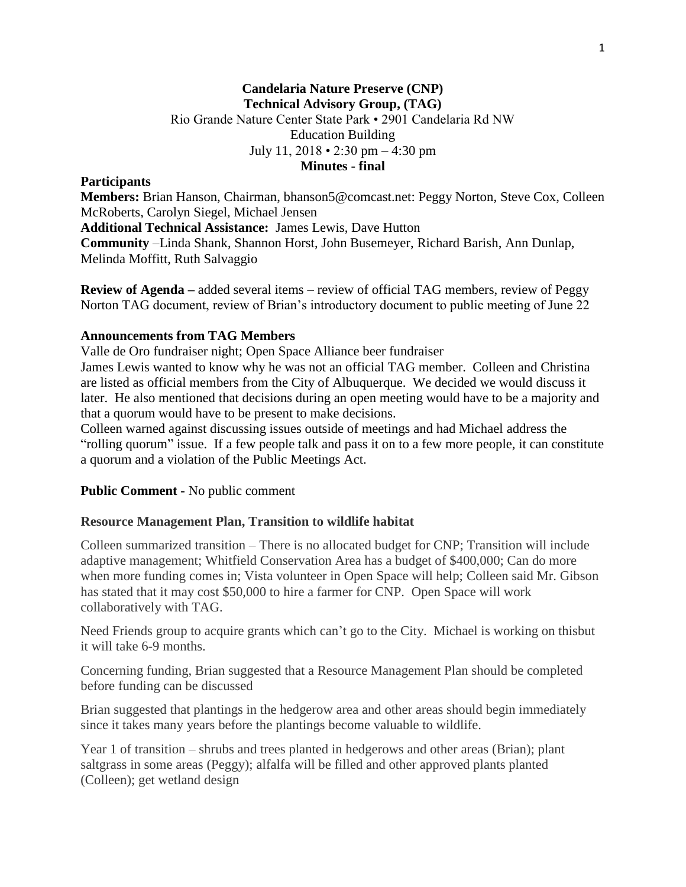**Candelaria Nature Preserve (CNP)**
**Technical Advisory Group, (TAG)**
Rio Grande Nature Center State Park • 2901 Candelaria Rd NW
Education Building
July 11, 2018 • 2:30 pm – 4:30 pm
**Minutes - final**

**Participants**

**Members:** Brian Hanson, Chairman, bhanson5@comcast.net: Peggy Norton, Steve Cox, Colleen McRoberts, Carolyn Siegel, Michael Jensen

**Additional Technical Assistance:** James Lewis, Dave Hutton

**Community** –Linda Shank, Shannon Horst, John Busemeyer, Richard Barish, Ann Dunlap, Melinda Moffitt, Ruth Salvaggio

**Review of Agenda –** added several items – review of official TAG members, review of Peggy Norton TAG document, review of Brian's introductory document to public meeting of June 22

**Announcements from TAG Members**

Valle de Oro fundraiser night; Open Space Alliance beer fundraiser

James Lewis wanted to know why he was not an official TAG member. Colleen and Christina are listed as official members from the City of Albuquerque. We decided we would discuss it later. He also mentioned that decisions during an open meeting would have to be a majority and that a quorum would have to be present to make decisions.

Colleen warned against discussing issues outside of meetings and had Michael address the "rolling quorum" issue. If a few people talk and pass it on to a few more people, it can constitute a quorum and a violation of the Public Meetings Act.

**Public Comment -** No public comment

**Resource Management Plan, Transition to wildlife habitat**

Colleen summarized transition – There is no allocated budget for CNP; Transition will include adaptive management; Whitfield Conservation Area has a budget of $400,000; Can do more when more funding comes in; Vista volunteer in Open Space will help; Colleen said Mr. Gibson has stated that it may cost $50,000 to hire a farmer for CNP. Open Space will work collaboratively with TAG.

Need Friends group to acquire grants which can't go to the City. Michael is working on thisbut it will take 6-9 months.

Concerning funding, Brian suggested that a Resource Management Plan should be completed before funding can be discussed

Brian suggested that plantings in the hedgerow area and other areas should begin immediately since it takes many years before the plantings become valuable to wildlife.

Year 1 of transition – shrubs and trees planted in hedgerows and other areas (Brian); plant saltgrass in some areas (Peggy); alfalfa will be filled and other approved plants planted (Colleen); get wetland design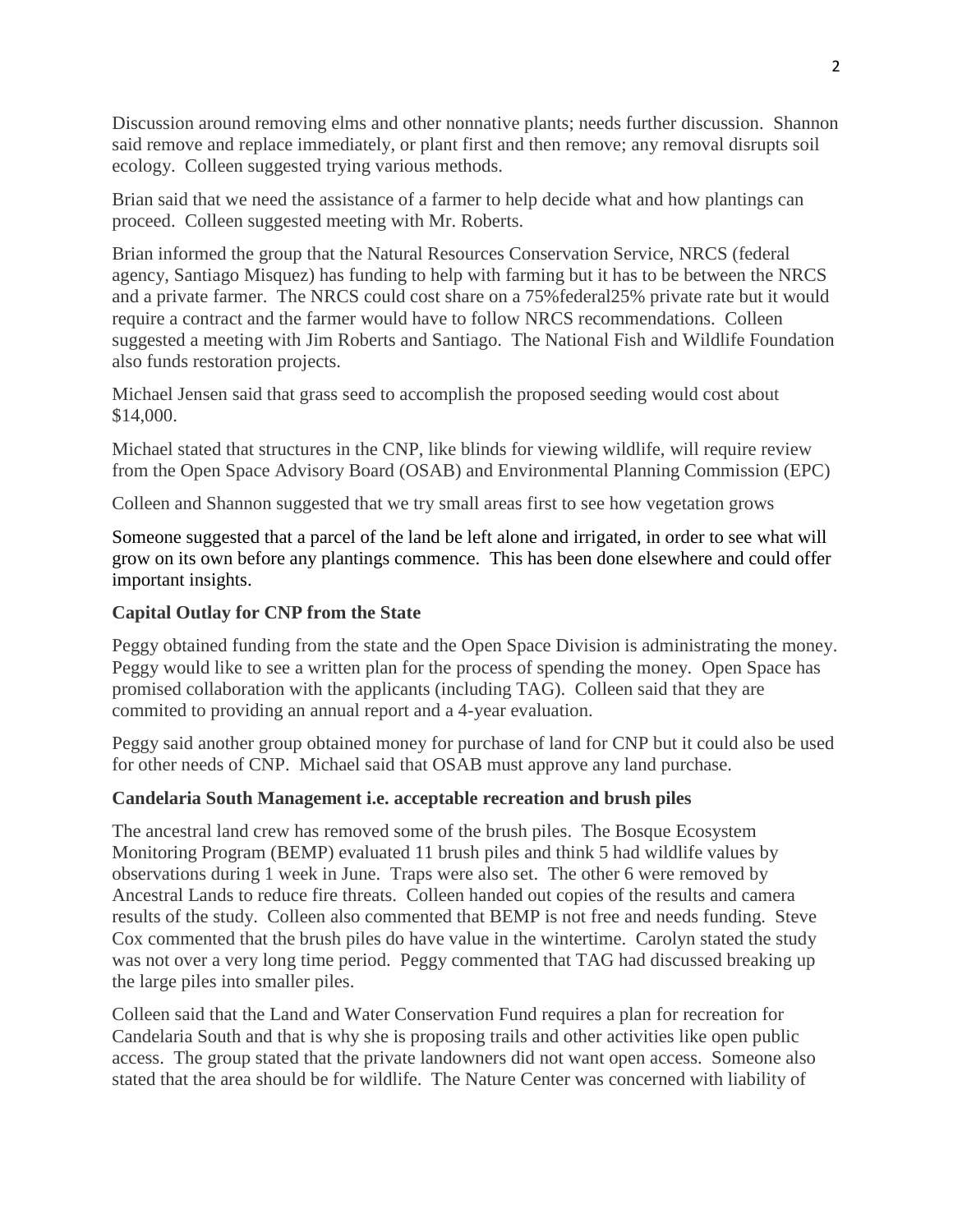Discussion around removing elms and other nonnative plants; needs further discussion. Shannon said remove and replace immediately, or plant first and then remove; any removal disrupts soil ecology. Colleen suggested trying various methods.

Brian said that we need the assistance of a farmer to help decide what and how plantings can proceed. Colleen suggested meeting with Mr. Roberts.

Brian informed the group that the Natural Resources Conservation Service, NRCS (federal agency, Santiago Misquez) has funding to help with farming but it has to be between the NRCS and a private farmer. The NRCS could cost share on a 75%federal25% private rate but it would require a contract and the farmer would have to follow NRCS recommendations. Colleen suggested a meeting with Jim Roberts and Santiago. The National Fish and Wildlife Foundation also funds restoration projects.

Michael Jensen said that grass seed to accomplish the proposed seeding would cost about $14,000.

Michael stated that structures in the CNP, like blinds for viewing wildlife, will require review from the Open Space Advisory Board (OSAB) and Environmental Planning Commission (EPC)

Colleen and Shannon suggested that we try small areas first to see how vegetation grows

Someone suggested that a parcel of the land be left alone and irrigated, in order to see what will grow on its own before any plantings commence. This has been done elsewhere and could offer important insights.

**Capital Outlay for CNP from the State**

Peggy obtained funding from the state and the Open Space Division is administrating the money. Peggy would like to see a written plan for the process of spending the money. Open Space has promised collaboration with the applicants (including TAG). Colleen said that they are commited to providing an annual report and a 4-year evaluation.

Peggy said another group obtained money for purchase of land for CNP but it could also be used for other needs of CNP. Michael said that OSAB must approve any land purchase.

**Candelaria South Management i.e. acceptable recreation and brush piles**

The ancestral land crew has removed some of the brush piles. The Bosque Ecosystem Monitoring Program (BEMP) evaluated 11 brush piles and think 5 had wildlife values by observations during 1 week in June. Traps were also set. The other 6 were removed by Ancestral Lands to reduce fire threats. Colleen handed out copies of the results and camera results of the study. Colleen also commented that BEMP is not free and needs funding. Steve Cox commented that the brush piles do have value in the wintertime. Carolyn stated the study was not over a very long time period. Peggy commented that TAG had discussed breaking up the large piles into smaller piles.

Colleen said that the Land and Water Conservation Fund requires a plan for recreation for Candelaria South and that is why she is proposing trails and other activities like open public access. The group stated that the private landowners did not want open access. Someone also stated that the area should be for wildlife. The Nature Center was concerned with liability of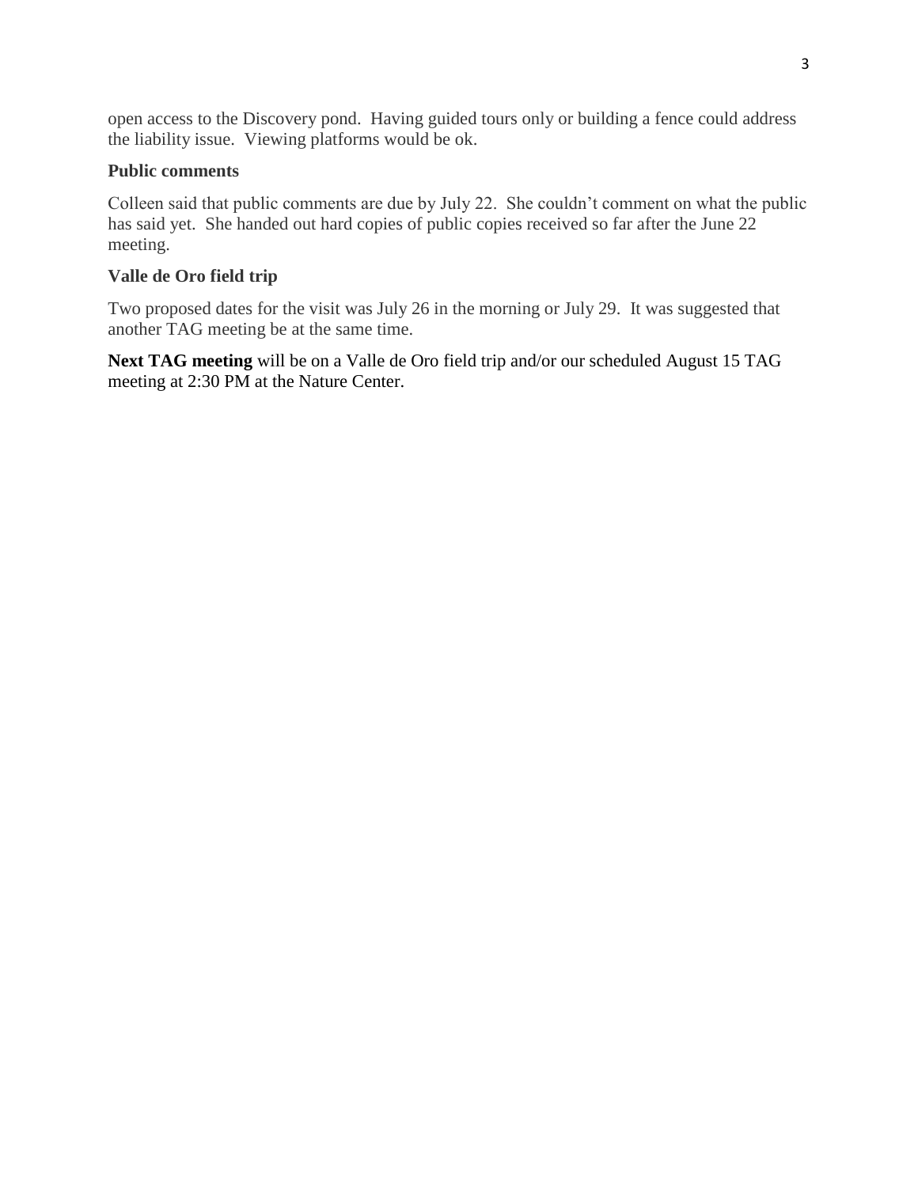open access to the Discovery pond. Having guided tours only or building a fence could address the liability issue. Viewing platforms would be ok.

### Public comments

Colleen said that public comments are due by July 22. She couldn't comment on what the public has said yet. She handed out hard copies of public copies received so far after the June 22 meeting.

### Valle de Oro field trip

Two proposed dates for the visit was July 26 in the morning or July 29. It was suggested that another TAG meeting be at the same time.

**Next TAG meeting** will be on a Valle de Oro field trip and/or our scheduled August 15 TAG meeting at 2:30 PM at the Nature Center.